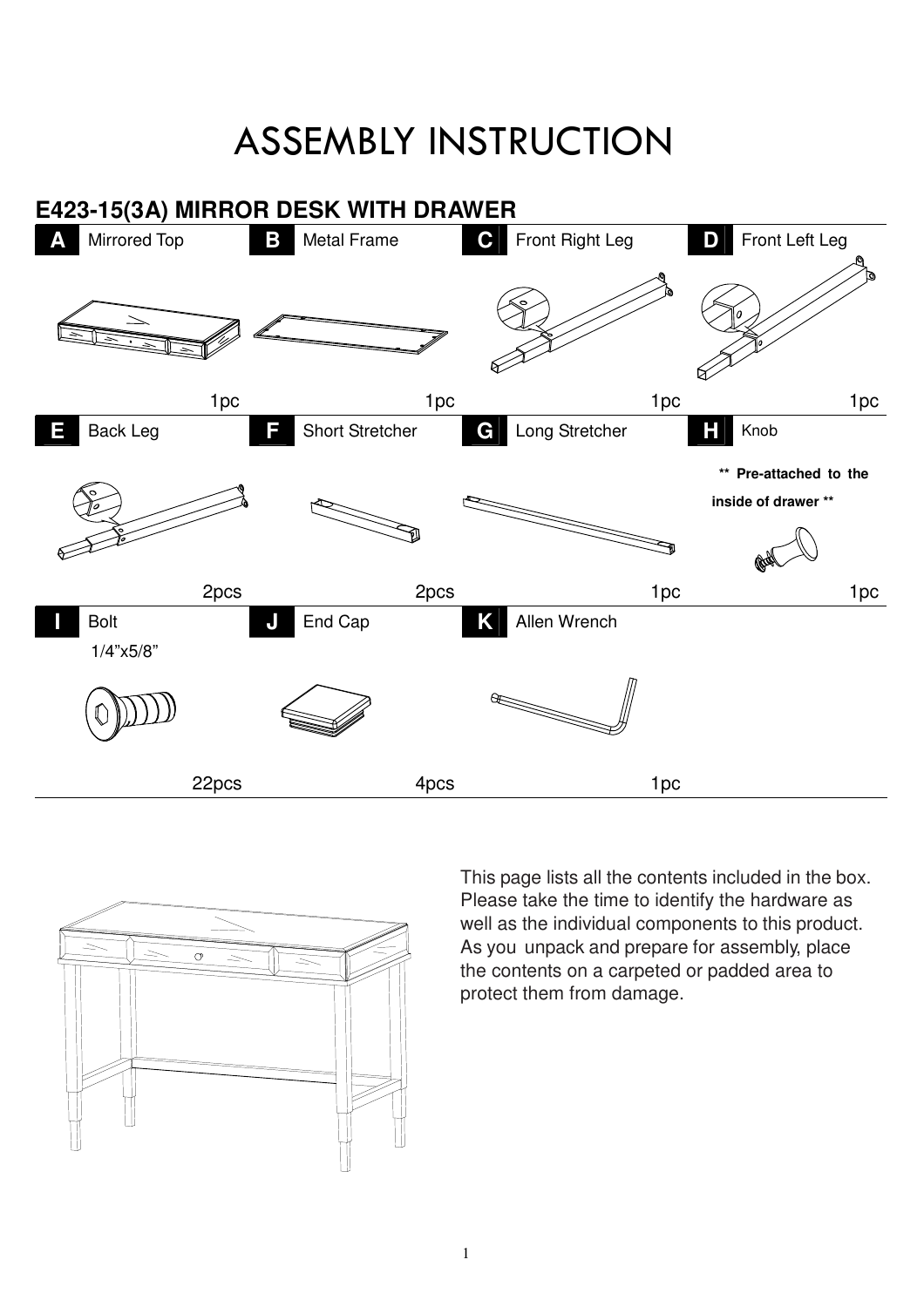# ASSEMBLY INSTRUCTION

## E423-15(3A) MIRROR DESK WITH DRAWER

| Part | Description | Qty |
| --- | --- | --- |
| A | Mirrored Top | 1pc |
| B | Metal Frame | 1pc |
| C | Front Right Leg | 1pc |
| D | Front Left Leg | 1pc |
| E | Back Leg | 2pcs |
| F | Short Stretcher | 2pcs |
| G | Long Stretcher | 1pc |
| H | Knob (** Pre-attached to the inside of drawer **) | 1pc |
| I | Bolt 1/4"x5/8" | 22pcs |
| J | End Cap | 4pcs |
| K | Allen Wrench | 1pc |

This page lists all the contents included in the box. Please take the time to identify the hardware as well as the individual components to this product. As you unpack and prepare for assembly, place the contents on a carpeted or padded area to protect them from damage.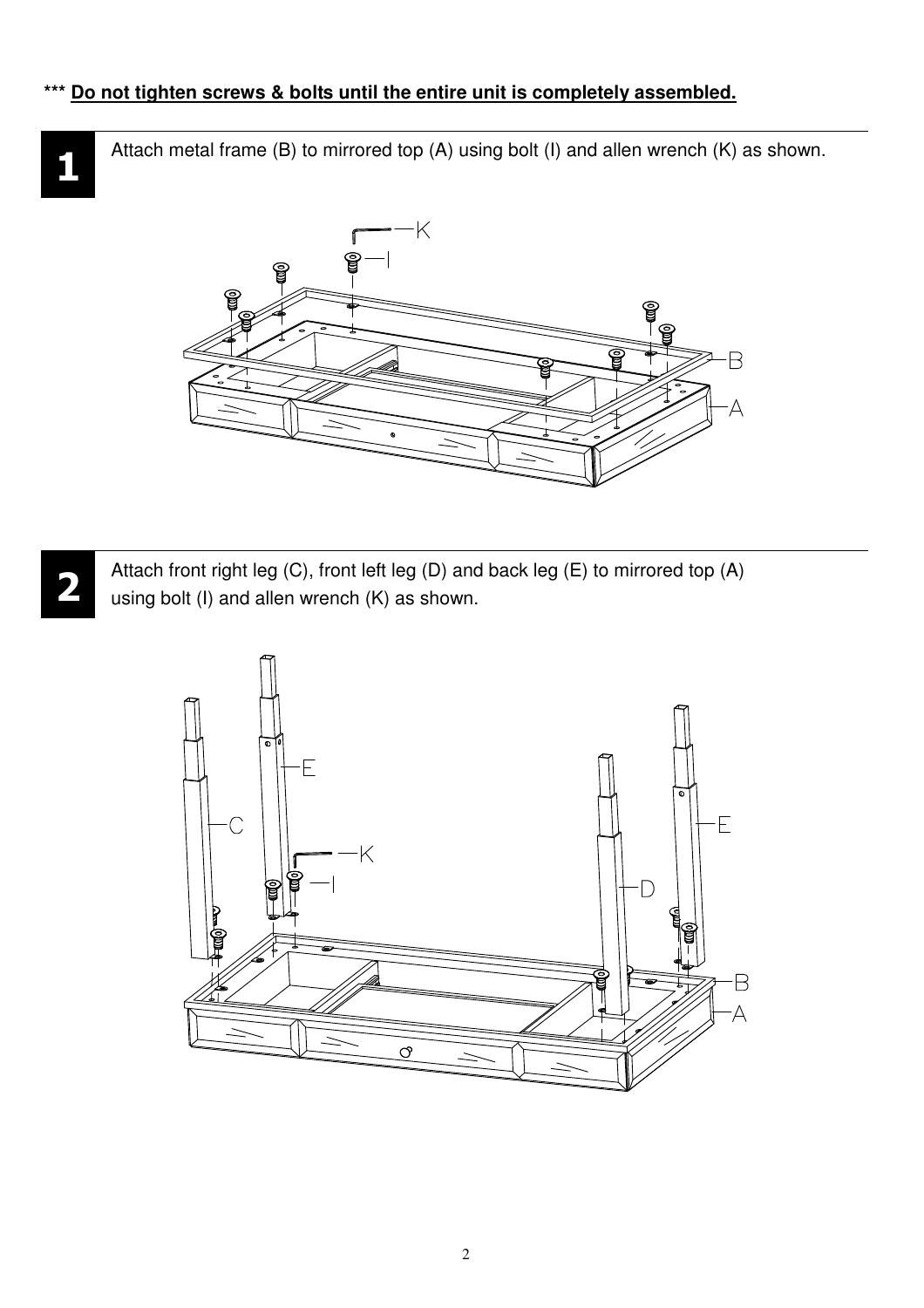*** **Do not tighten screws & bolts until the entire unit is completely assembled.**

**1**

Attach metal frame (B) to mirrored top (A) using bolt (I) and allen wrench (K) as shown.

**2**

Attach front right leg (C), front left leg (D) and back leg (E) to mirrored top (A) using bolt (I) and allen wrench (K) as shown.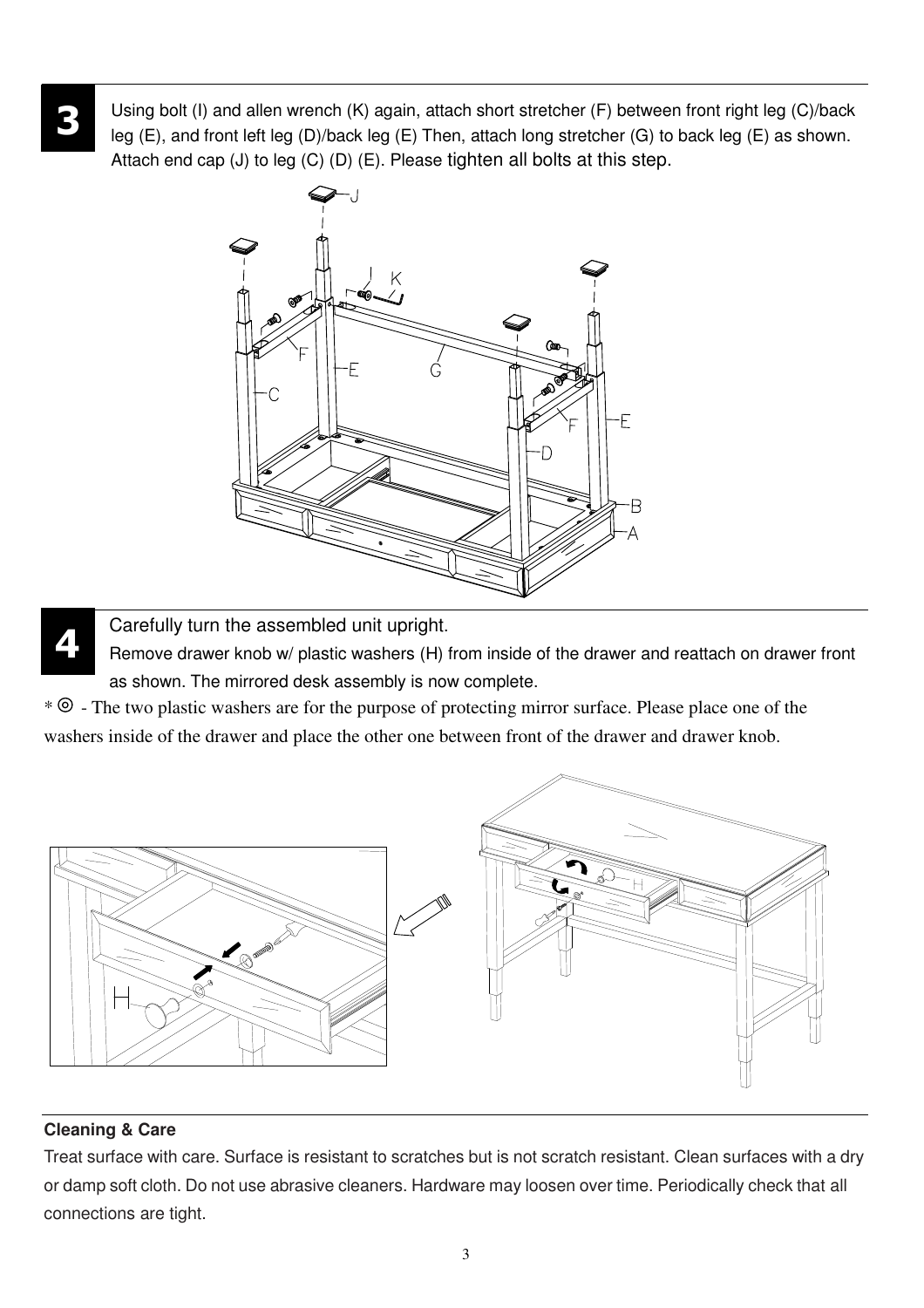**3**

Using bolt (I) and allen wrench (K) again, attach short stretcher (F) between front right leg (C)/back leg (E), and front left leg (D)/back leg (E) Then, attach long stretcher (G) to back leg (E) as shown. Attach end cap (J) to leg (C) (D) (E). Please tighten all bolts at this step.

J
I K
F E G
C
F E
D
B
A

**4**

Carefully turn the assembled unit upright.
Remove drawer knob w/ plastic washers (H) from inside of the drawer and reattach on drawer front as shown. The mirrored desk assembly is now complete.

* ◎ - The two plastic washers are for the purpose of protecting mirror surface. Please place one of the washers inside of the drawer and place the other one between front of the drawer and drawer knob.

H

H

**Cleaning & Care**

Treat surface with care. Surface is resistant to scratches but is not scratch resistant. Clean surfaces with a dry or damp soft cloth. Do not use abrasive cleaners. Hardware may loosen over time. Periodically check that all connections are tight.